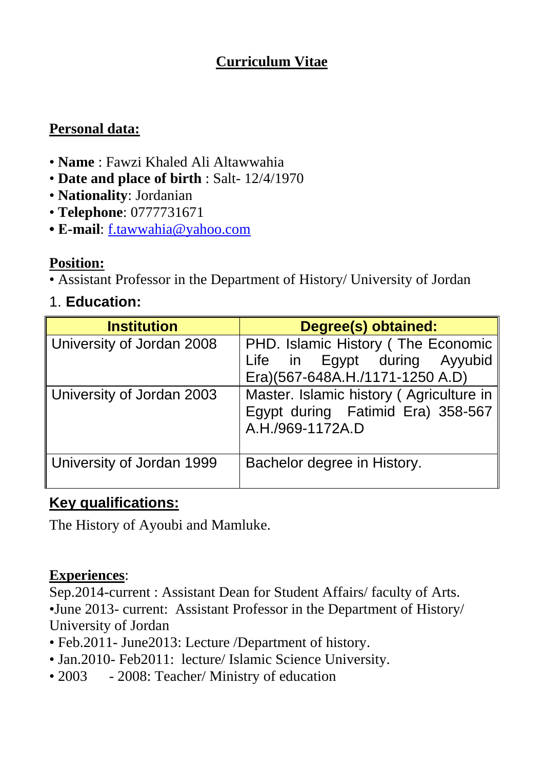# Curriculum Vitae

## Personal data:

- **Name** : Fawzi Khaled Ali Altawwahia
- **Date and place of birth** : Salt- 12/4/1970
- **Nationality**: Jordanian
- **Telephone**: 0777731671
- **E-mail**: f.tawwahia@yahoo.com

## Position:

- Assistant Professor in the Department of History/ University of Jordan

## 1. Education:

| Institution | Degree(s) obtained: |
|---|---|
| University of Jordan 2008 | PHD. Islamic History ( The Economic Life in Egypt during Ayyubid Era)(567-648A.H./1171-1250 A.D) |
| University of Jordan 2003 | Master. Islamic history ( Agriculture in Egypt during Fatimid Era) 358-567 A.H./969-1172A.D |
| University of Jordan 1999 | Bachelor degree in History. |

## Key qualifications:

The History of Ayoubi and Mamluke.

## Experiences:

Sep.2014-current : Assistant Dean for Student Affairs/ faculty of Arts.

- June 2013- current: Assistant Professor in the Department of History/ University of Jordan
- Feb.2011- June2013: Lecture /Department of history.
- Jan.2010- Feb2011: lecture/ Islamic Science University.
- 2003 - 2008: Teacher/ Ministry of education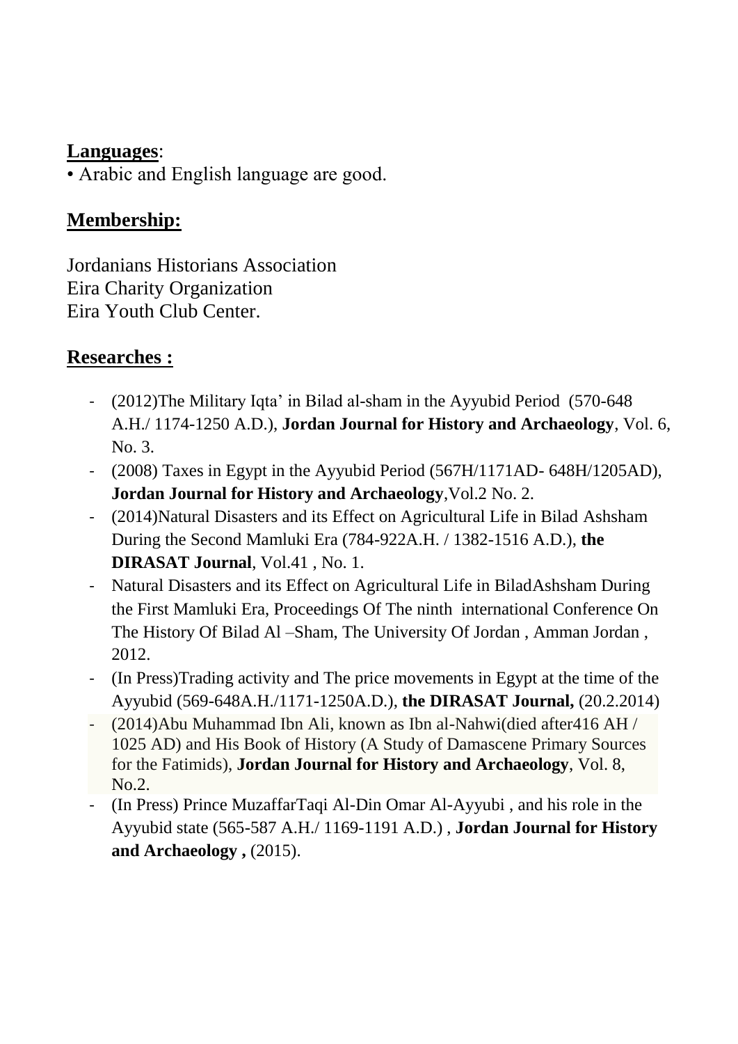**Languages**:

• Arabic and English language are good.

**Membership:**

Jordanians Historians Association
Eira Charity Organization
Eira Youth Club Center.

**Researches :**

- (2012)The Military Iqta' in Bilad al-sham in the Ayyubid Period (570-648 A.H./ 1174-1250 A.D.), **Jordan Journal for History and Archaeology**, Vol. 6, No. 3.
- (2008) Taxes in Egypt in the Ayyubid Period (567H/1171AD- 648H/1205AD), **Jordan Journal for History and Archaeology**,Vol.2 No. 2.
- (2014)Natural Disasters and its Effect on Agricultural Life in Bilad Ashsham During the Second Mamluki Era (784-922A.H. / 1382-1516 A.D.), **the DIRASAT Journal**, Vol.41 , No. 1.
- Natural Disasters and its Effect on Agricultural Life in BiladAshsham During the First Mamluki Era, Proceedings Of The ninth international Conference On The History Of Bilad Al –Sham, The University Of Jordan , Amman Jordan , 2012.
- (In Press)Trading activity and The price movements in Egypt at the time of the Ayyubid (569-648A.H./1171-1250A.D.), **the DIRASAT Journal,** (20.2.2014)
- (2014)Abu Muhammad Ibn Ali, known as Ibn al-Nahwi(died after416 AH / 1025 AD) and His Book of History (A Study of Damascene Primary Sources for the Fatimids), **Jordan Journal for History and Archaeology**, Vol. 8, No.2.
- (In Press) Prince MuzaffarTaqi Al-Din Omar Al-Ayyubi , and his role in the Ayyubid state (565-587 A.H./ 1169-1191 A.D.) , **Jordan Journal for History and Archaeology ,** (2015).